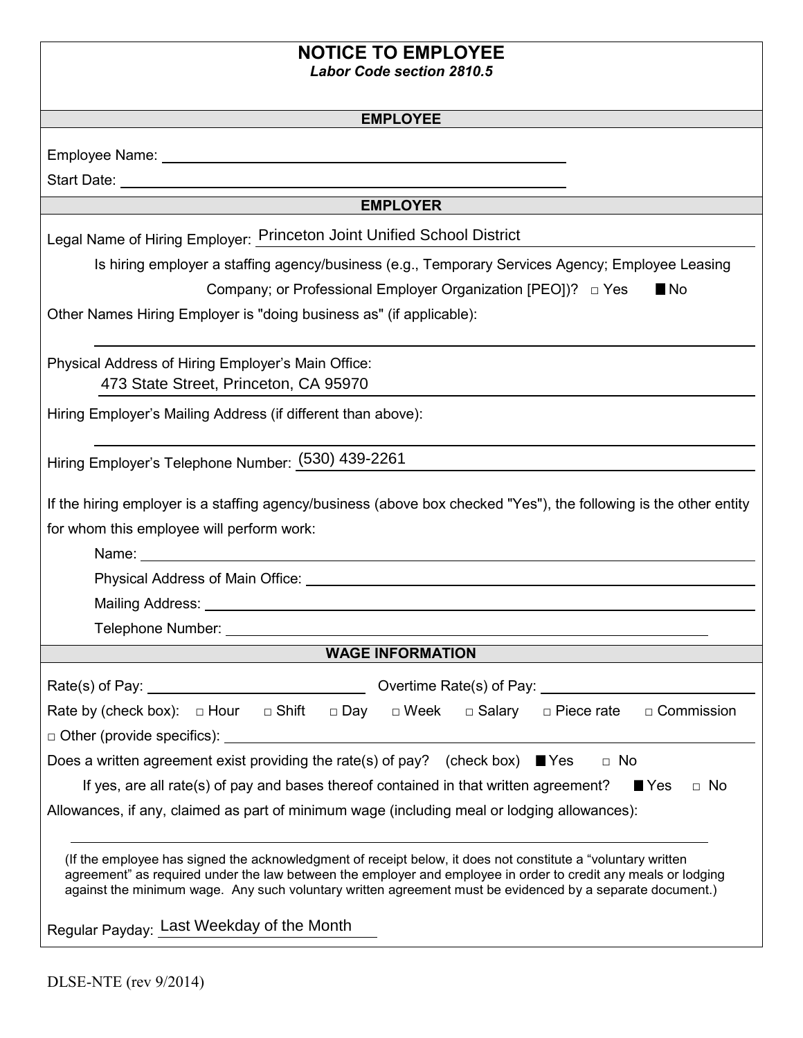# NOTICE TO EMPLOYEE

***Labor Code section 2810.5***

## EMPLOYEE

Employee Name: ______________________________

Start Date: ______________________________

## EMPLOYER

Legal Name of Hiring Employer: Princeton Joint Unified School District

Is hiring employer a staffing agency/business (e.g., Temporary Services Agency; Employee Leasing Company; or Professional Employer Organization [PEO])? □ Yes ■ No

Other Names Hiring Employer is "doing business as" (if applicable): ______________________________

Physical Address of Hiring Employer's Main Office:
473 State Street, Princeton, CA 95970

Hiring Employer's Mailing Address (if different than above): ______________________________

Hiring Employer's Telephone Number: (530) 439-2261

If the hiring employer is a staffing agency/business (above box checked "Yes"), the following is the other entity for whom this employee will perform work:

Name: ______________________________

Physical Address of Main Office: ______________________________

Mailing Address: ______________________________

Telephone Number: ______________________________

## WAGE INFORMATION

Rate(s) of Pay: ______________ Overtime Rate(s) of Pay: ______________

Rate by (check box): □ Hour □ Shift □ Day □ Week □ Salary □ Piece rate □ Commission

□ Other (provide specifics): ______________________________

Does a written agreement exist providing the rate(s) of pay? (check box) ■ Yes □ No

If yes, are all rate(s) of pay and bases thereof contained in that written agreement? ■ Yes □ No

Allowances, if any, claimed as part of minimum wage (including meal or lodging allowances): ______________________________

(If the employee has signed the acknowledgment of receipt below, it does not constitute a "voluntary written agreement" as required under the law between the employer and employee in order to credit any meals or lodging against the minimum wage. Any such voluntary written agreement must be evidenced by a separate document.)

Regular Payday: Last Weekday of the Month

DLSE-NTE (rev 9/2014)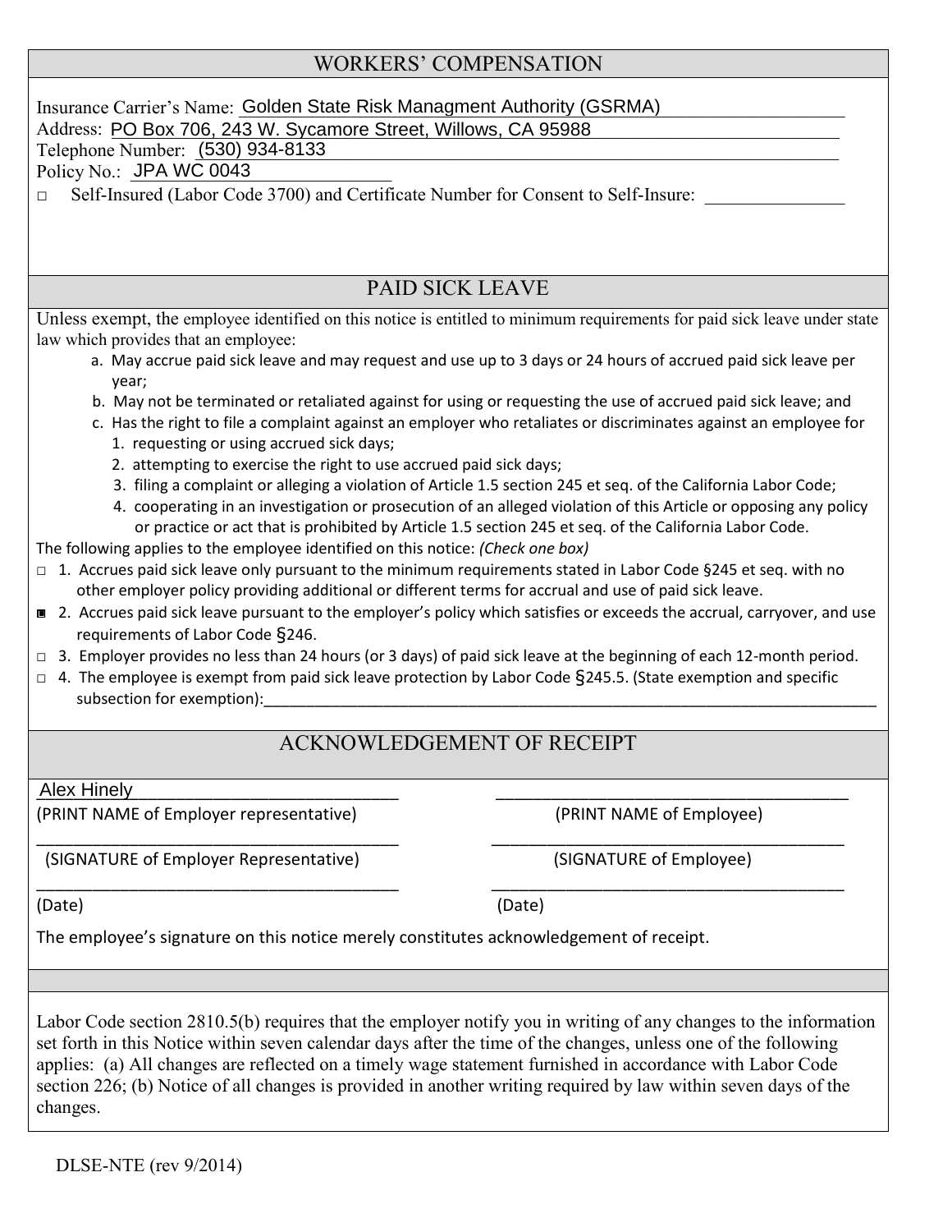## WORKERS' COMPENSATION

Insurance Carrier's Name: Golden State Risk Managment Authority (GSRMA)

Address: PO Box 706, 243 W. Sycamore Street, Willows, CA 95988

Telephone Number: (530) 934-8133

Policy No.: JPA WC 0043

☐ Self-Insured (Labor Code 3700) and Certificate Number for Consent to Self-Insure: _______________

## PAID SICK LEAVE

Unless exempt, the employee identified on this notice is entitled to minimum requirements for paid sick leave under state law which provides that an employee:

a. May accrue paid sick leave and may request and use up to 3 days or 24 hours of accrued paid sick leave per year;
b. May not be terminated or retaliated against for using or requesting the use of accrued paid sick leave; and
c. Has the right to file a complaint against an employer who retaliates or discriminates against an employee for
   1. requesting or using accrued sick days;
   2. attempting to exercise the right to use accrued paid sick days;
   3. filing a complaint or alleging a violation of Article 1.5 section 245 et seq. of the California Labor Code;
   4. cooperating in an investigation or prosecution of an alleged violation of this Article or opposing any policy or practice or act that is prohibited by Article 1.5 section 245 et seq. of the California Labor Code.

The following applies to the employee identified on this notice: *(Check one box)*

☐ 1. Accrues paid sick leave only pursuant to the minimum requirements stated in Labor Code §245 et seq. with no other employer policy providing additional or different terms for accrual and use of paid sick leave.

☒ 2. Accrues paid sick leave pursuant to the employer's policy which satisfies or exceeds the accrual, carryover, and use requirements of Labor Code §246.

☐ 3. Employer provides no less than 24 hours (or 3 days) of paid sick leave at the beginning of each 12-month period.

☐ 4. The employee is exempt from paid sick leave protection by Labor Code §245.5. (State exemption and specific subsection for exemption):_______________

## ACKNOWLEDGEMENT OF RECEIPT

| | |
|---|---|
| Alex Hinely | _______________ |
| (PRINT NAME of Employer representative) | (PRINT NAME of Employee) |
| _______________ | _______________ |
| (SIGNATURE of Employer Representative) | (SIGNATURE of Employee) |
| _______________ | _______________ |
| (Date) | (Date) |

The employee's signature on this notice merely constitutes acknowledgement of receipt.

Labor Code section 2810.5(b) requires that the employer notify you in writing of any changes to the information set forth in this Notice within seven calendar days after the time of the changes, unless one of the following applies: (a) All changes are reflected on a timely wage statement furnished in accordance with Labor Code section 226; (b) Notice of all changes is provided in another writing required by law within seven days of the changes.

DLSE-NTE (rev 9/2014)